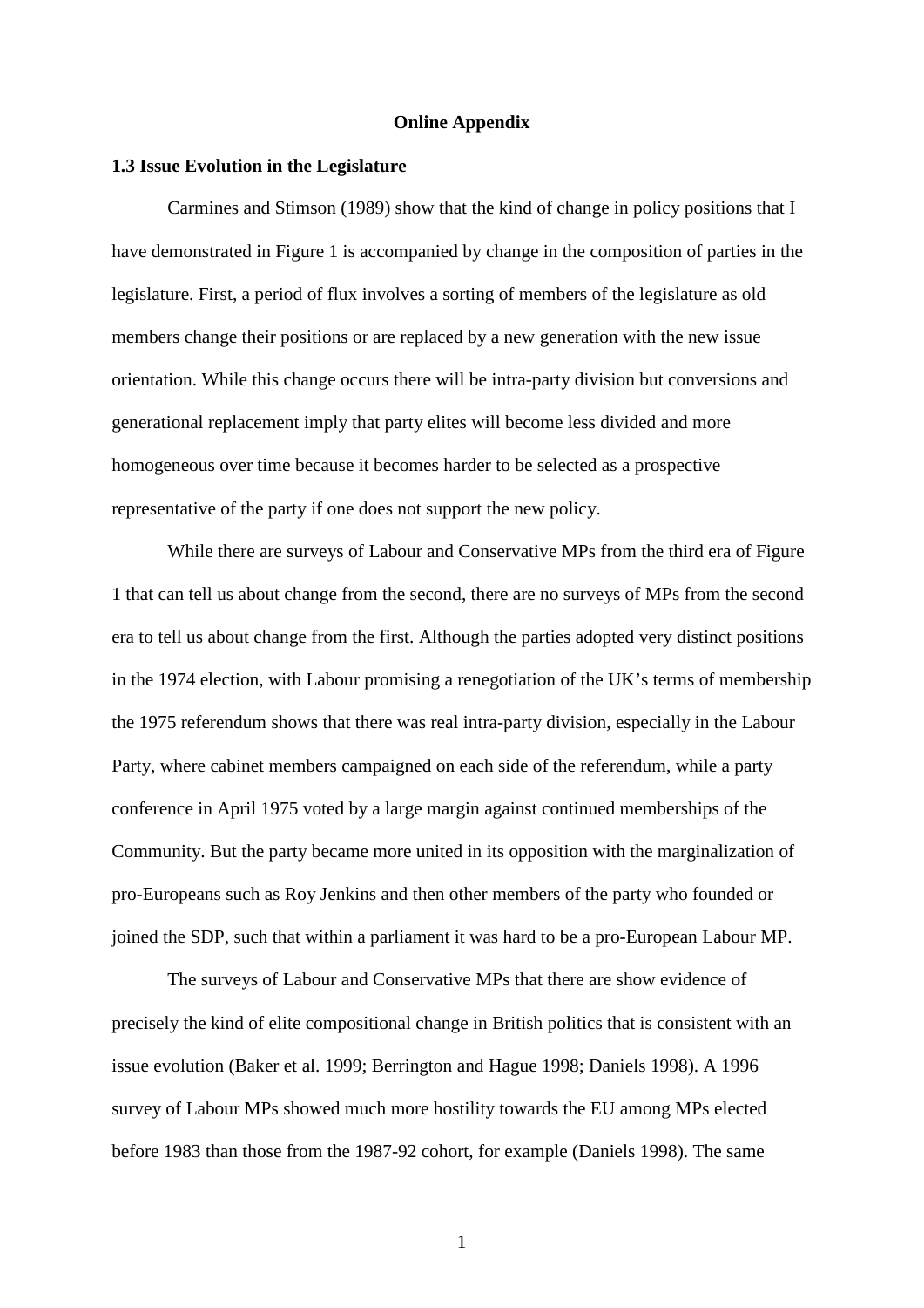**Online Appendix**

### 1.3 Issue Evolution in the Legislature

Carmines and Stimson (1989) show that the kind of change in policy positions that I have demonstrated in Figure 1 is accompanied by change in the composition of parties in the legislature. First, a period of flux involves a sorting of members of the legislature as old members change their positions or are replaced by a new generation with the new issue orientation. While this change occurs there will be intra-party division but conversions and generational replacement imply that party elites will become less divided and more homogeneous over time because it becomes harder to be selected as a prospective representative of the party if one does not support the new policy.

While there are surveys of Labour and Conservative MPs from the third era of Figure 1 that can tell us about change from the second, there are no surveys of MPs from the second era to tell us about change from the first. Although the parties adopted very distinct positions in the 1974 election, with Labour promising a renegotiation of the UK's terms of membership the 1975 referendum shows that there was real intra-party division, especially in the Labour Party, where cabinet members campaigned on each side of the referendum, while a party conference in April 1975 voted by a large margin against continued memberships of the Community. But the party became more united in its opposition with the marginalization of pro-Europeans such as Roy Jenkins and then other members of the party who founded or joined the SDP, such that within a parliament it was hard to be a pro-European Labour MP.

The surveys of Labour and Conservative MPs that there are show evidence of precisely the kind of elite compositional change in British politics that is consistent with an issue evolution (Baker et al. 1999; Berrington and Hague 1998; Daniels 1998). A 1996 survey of Labour MPs showed much more hostility towards the EU among MPs elected before 1983 than those from the 1987-92 cohort, for example (Daniels 1998). The same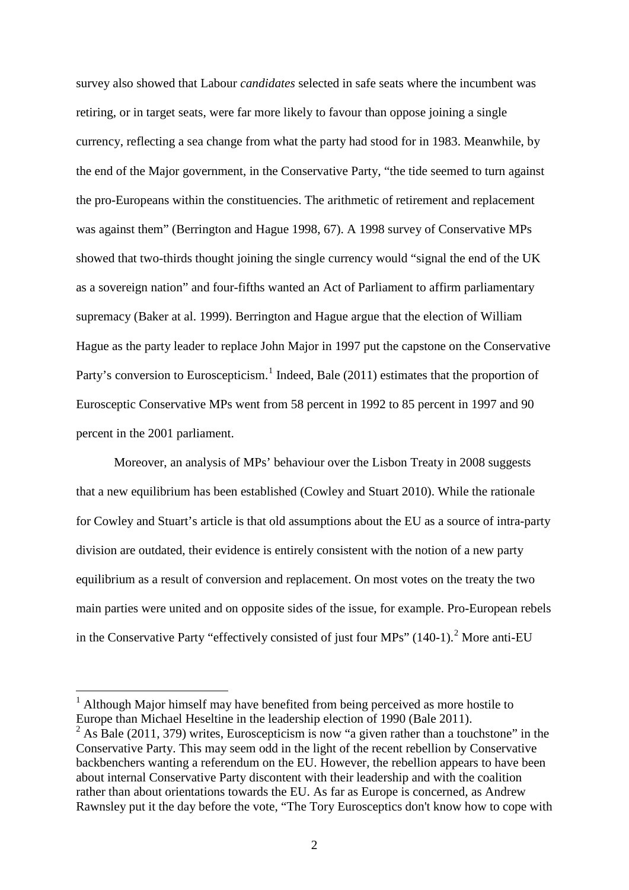survey also showed that Labour *candidates* selected in safe seats where the incumbent was retiring, or in target seats, were far more likely to favour than oppose joining a single currency, reflecting a sea change from what the party had stood for in 1983. Meanwhile, by the end of the Major government, in the Conservative Party, "the tide seemed to turn against the pro-Europeans within the constituencies. The arithmetic of retirement and replacement was against them" (Berrington and Hague 1998, 67). A 1998 survey of Conservative MPs showed that two-thirds thought joining the single currency would "signal the end of the UK as a sovereign nation" and four-fifths wanted an Act of Parliament to affirm parliamentary supremacy (Baker at al. 1999). Berrington and Hague argue that the election of William Hague as the party leader to replace John Major in 1997 put the capstone on the Conservative Party's conversion to Euroscepticism.[1] Indeed, Bale (2011) estimates that the proportion of Eurosceptic Conservative MPs went from 58 percent in 1992 to 85 percent in 1997 and 90 percent in the 2001 parliament.

Moreover, an analysis of MPs' behaviour over the Lisbon Treaty in 2008 suggests that a new equilibrium has been established (Cowley and Stuart 2010). While the rationale for Cowley and Stuart's article is that old assumptions about the EU as a source of intra-party division are outdated, their evidence is entirely consistent with the notion of a new party equilibrium as a result of conversion and replacement. On most votes on the treaty the two main parties were united and on opposite sides of the issue, for example. Pro-European rebels in the Conservative Party "effectively consisted of just four MPs" (140-1).[2] More anti-EU

[1] Although Major himself may have benefited from being perceived as more hostile to Europe than Michael Heseltine in the leadership election of 1990 (Bale 2011).

[2] As Bale (2011, 379) writes, Euroscepticism is now "a given rather than a touchstone" in the Conservative Party. This may seem odd in the light of the recent rebellion by Conservative backbenchers wanting a referendum on the EU. However, the rebellion appears to have been about internal Conservative Party discontent with their leadership and with the coalition rather than about orientations towards the EU. As far as Europe is concerned, as Andrew Rawnsley put it the day before the vote, "The Tory Eurosceptics don't know how to cope with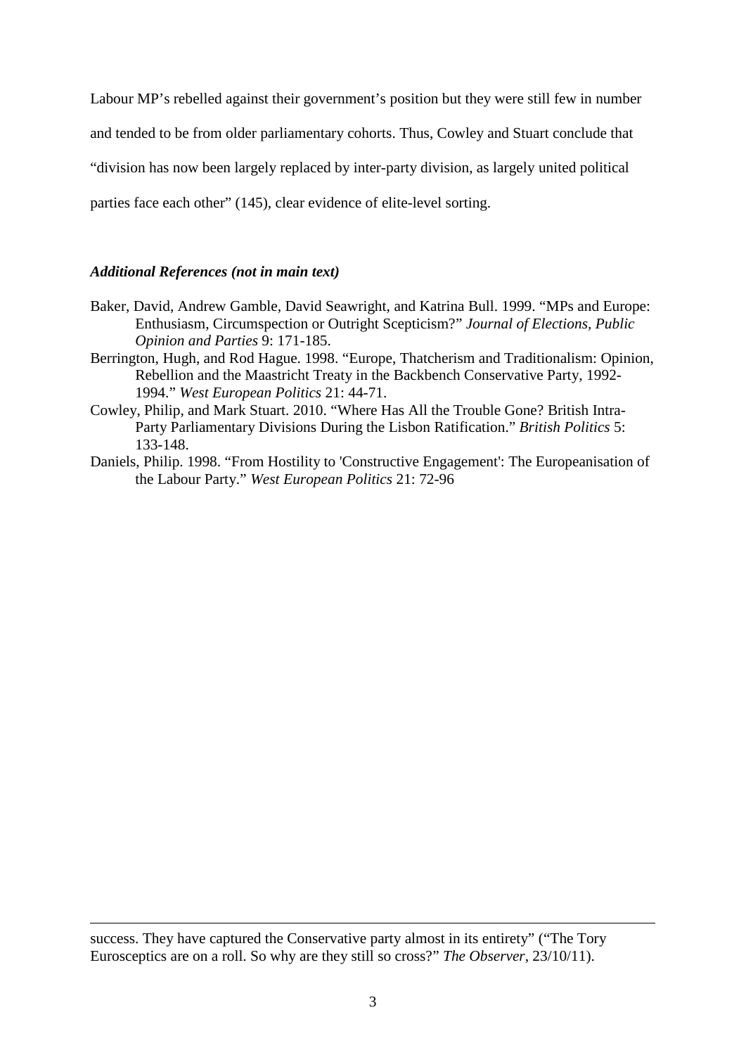Labour MP's rebelled against their government's position but they were still few in number and tended to be from older parliamentary cohorts. Thus, Cowley and Stuart conclude that "division has now been largely replaced by inter-party division, as largely united political parties face each other" (145), clear evidence of elite-level sorting.

### *Additional References (not in main text)*

Baker, David, Andrew Gamble, David Seawright, and Katrina Bull. 1999. "MPs and Europe: Enthusiasm, Circumspection or Outright Scepticism?" *Journal of Elections, Public Opinion and Parties* 9: 171-185.

Berrington, Hugh, and Rod Hague. 1998. "Europe, Thatcherism and Traditionalism: Opinion, Rebellion and the Maastricht Treaty in the Backbench Conservative Party, 1992-1994." *West European Politics* 21: 44-71.

Cowley, Philip, and Mark Stuart. 2010. "Where Has All the Trouble Gone? British Intra-Party Parliamentary Divisions During the Lisbon Ratification." *British Politics* 5: 133-148.

Daniels, Philip. 1998. "From Hostility to 'Constructive Engagement': The Europeanisation of the Labour Party." *West European Politics* 21: 72-96

---

success. They have captured the Conservative party almost in its entirety" ("The Tory Eurosceptics are on a roll. So why are they still so cross?" *The Observer*, 23/10/11).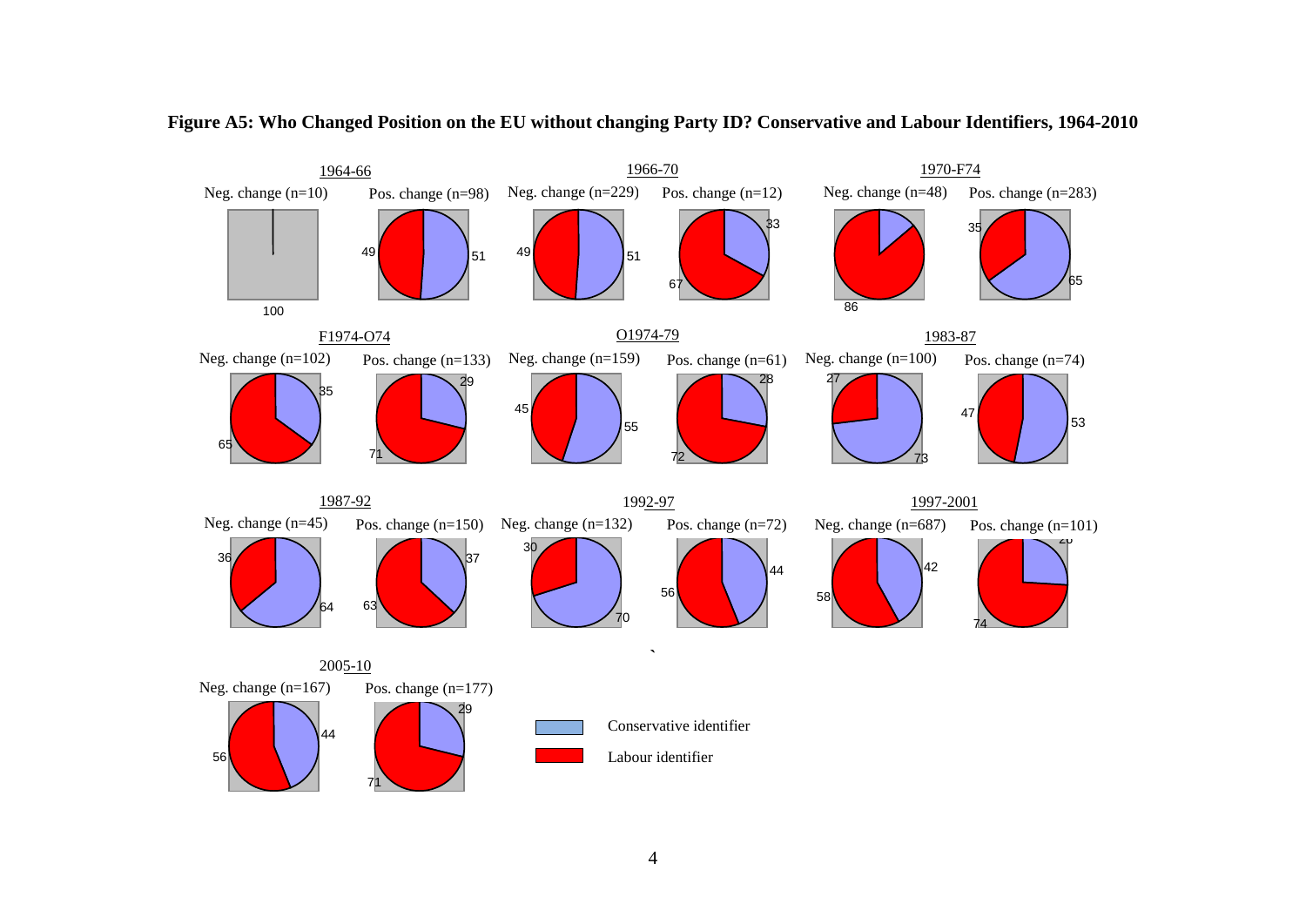**Figure A5: Who Changed Position on the EU without changing Party ID? Conservative and Labour Identifiers, 1964-2010**

1964-66

Neg. change (n=10) Pos. change (n=98)

100

49 51

1966-70

Neg. change (n=229) Pos. change (n=12)

49 51

67 33

1970-F74

Neg. change (n=48) Pos. change (n=283)

86

35 65

F1974-O74

Neg. change (n=102) Pos. change (n=133)

65 35

71 29

O1974-79

Neg. change (n=159) Pos. change (n=61)

45 55

72 28

1983-87

Neg. change (n=100) Pos. change (n=74)

27 73

47 53

1987-92

Neg. change (n=45) Pos. change (n=150)

36 64

63 37

1992-97

Neg. change (n=132) Pos. change (n=72)

30 70

56 44

1997-2001

Neg. change (n=687) Pos. change (n=101)

58 42

74 26

2005-10

Neg. change (n=167) Pos. change (n=177)

56 44

71 29

Conservative identifier

Labour identifier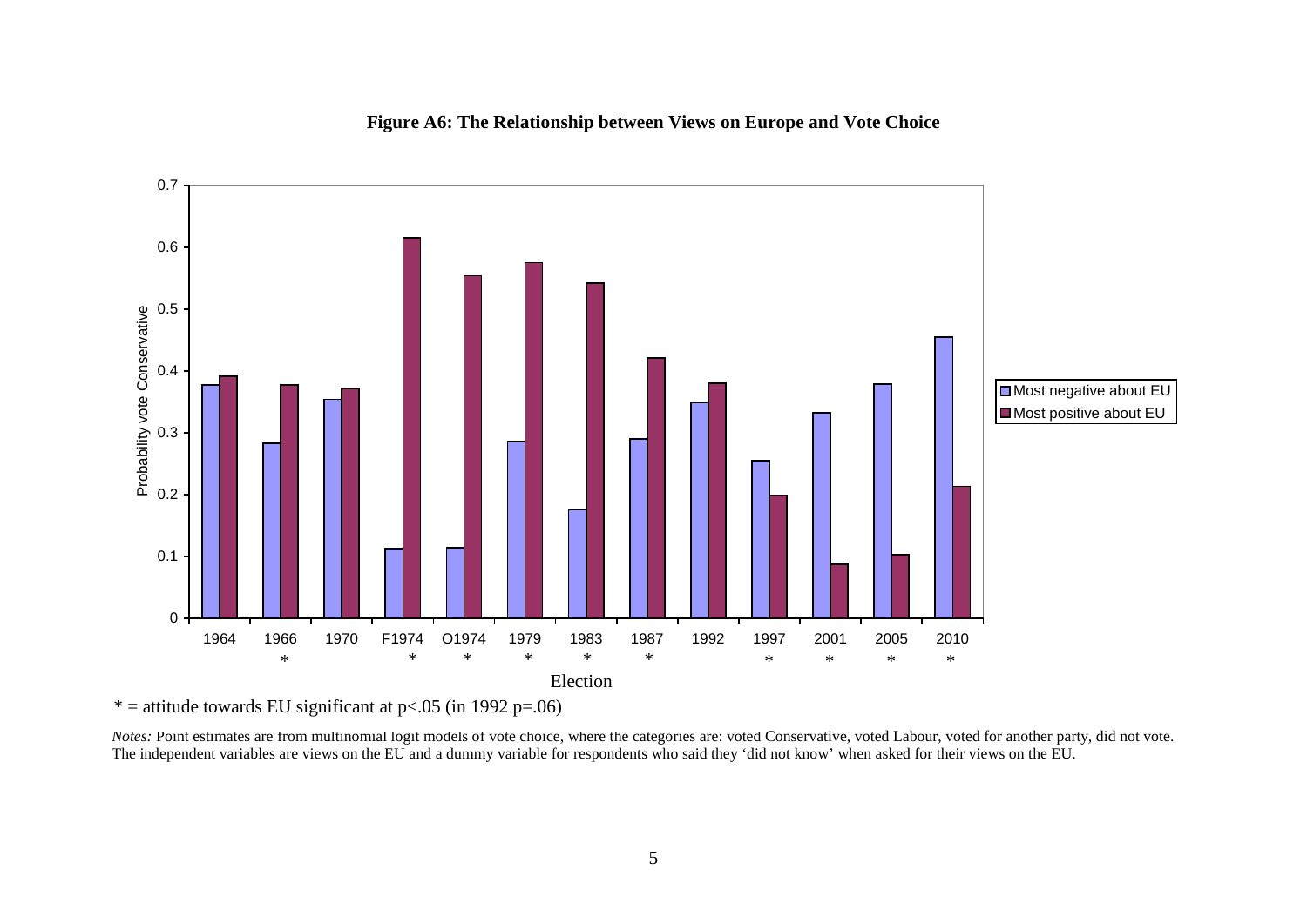**Figure A6: The Relationship between Views on Europe and Vote Choice**

\* = attitude towards EU significant at $p<.05$ (in 1992 $p=.06$)

*Notes:* Point estimates are from multinomial logit models of vote choice, where the categories are: voted Conservative, voted Labour, voted for another party, did not vote. The independent variables are views on the EU and a dummy variable for respondents who said they 'did not know' when asked for their views on the EU.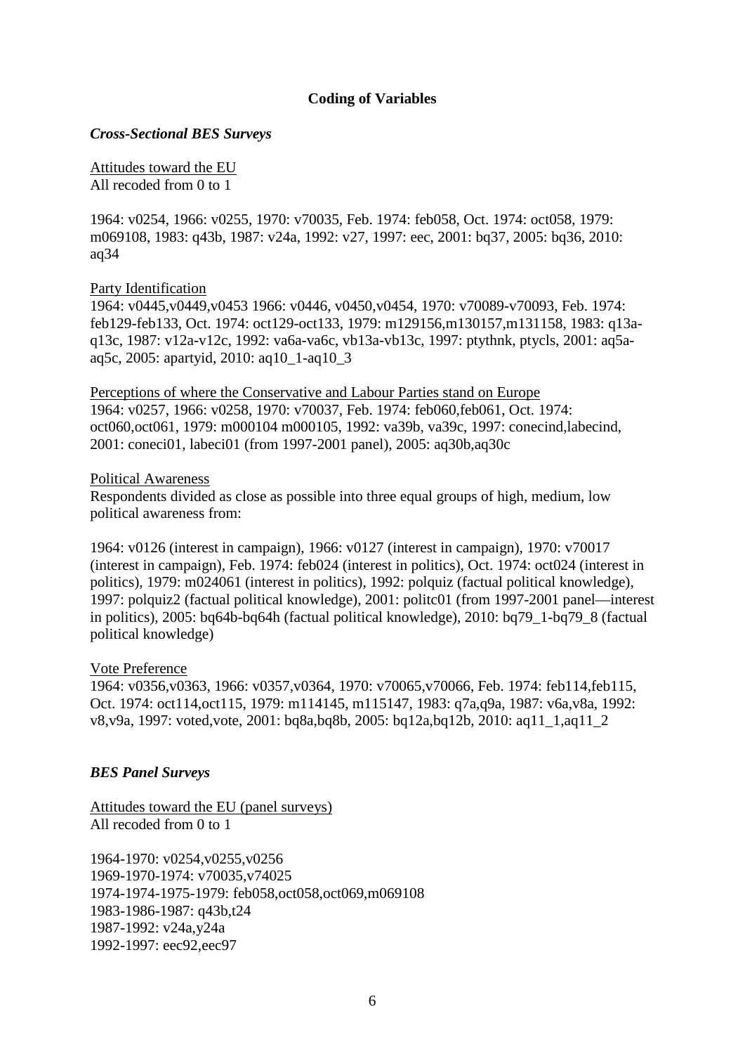**Coding of Variables**

***Cross-Sectional BES Surveys***

Attitudes toward the EU
All recoded from 0 to 1

1964: v0254, 1966: v0255, 1970: v70035, Feb. 1974: feb058, Oct. 1974: oct058, 1979: m069108, 1983: q43b, 1987: v24a, 1992: v27, 1997: eec, 2001: bq37, 2005: bq36, 2010: aq34

Party Identification
1964: v0445,v0449,v0453 1966: v0446, v0450,v0454, 1970: v70089-v70093, Feb. 1974: feb129-feb133, Oct. 1974: oct129-oct133, 1979: m129156,m130157,m131158, 1983: q13a-q13c, 1987: v12a-v12c, 1992: va6a-va6c, vb13a-vb13c, 1997: ptythnk, ptycls, 2001: aq5a-aq5c, 2005: apartyid, 2010: aq10_1-aq10_3

Perceptions of where the Conservative and Labour Parties stand on Europe
1964: v0257, 1966: v0258, 1970: v70037, Feb. 1974: feb060,feb061, Oct. 1974: oct060,oct061, 1979: m000104 m000105, 1992: va39b, va39c, 1997: conecind,labecind, 2001: coneci01, labeci01 (from 1997-2001 panel), 2005: aq30b,aq30c

Political Awareness
Respondents divided as close as possible into three equal groups of high, medium, low political awareness from:

1964: v0126 (interest in campaign), 1966: v0127 (interest in campaign), 1970: v70017 (interest in campaign), Feb. 1974: feb024 (interest in politics), Oct. 1974: oct024 (interest in politics), 1979: m024061 (interest in politics), 1992: polquiz (factual political knowledge), 1997: polquiz2 (factual political knowledge), 2001: politc01 (from 1997-2001 panel—interest in politics), 2005: bq64b-bq64h (factual political knowledge), 2010: bq79_1-bq79_8 (factual political knowledge)

Vote Preference
1964: v0356,v0363, 1966: v0357,v0364, 1970: v70065,v70066, Feb. 1974: feb114,feb115, Oct. 1974: oct114,oct115, 1979: m114145, m115147, 1983: q7a,q9a, 1987: v6a,v8a, 1992: v8,v9a, 1997: voted,vote, 2001: bq8a,bq8b, 2005: bq12a,bq12b, 2010: aq11_1,aq11_2

***BES Panel Surveys***

Attitudes toward the EU (panel surveys)
All recoded from 0 to 1

1964-1970: v0254,v0255,v0256
1969-1970-1974: v70035,v74025
1974-1974-1975-1979: feb058,oct058,oct069,m069108
1983-1986-1987: q43b,t24
1987-1992: v24a,y24a
1992-1997: eec92,eec97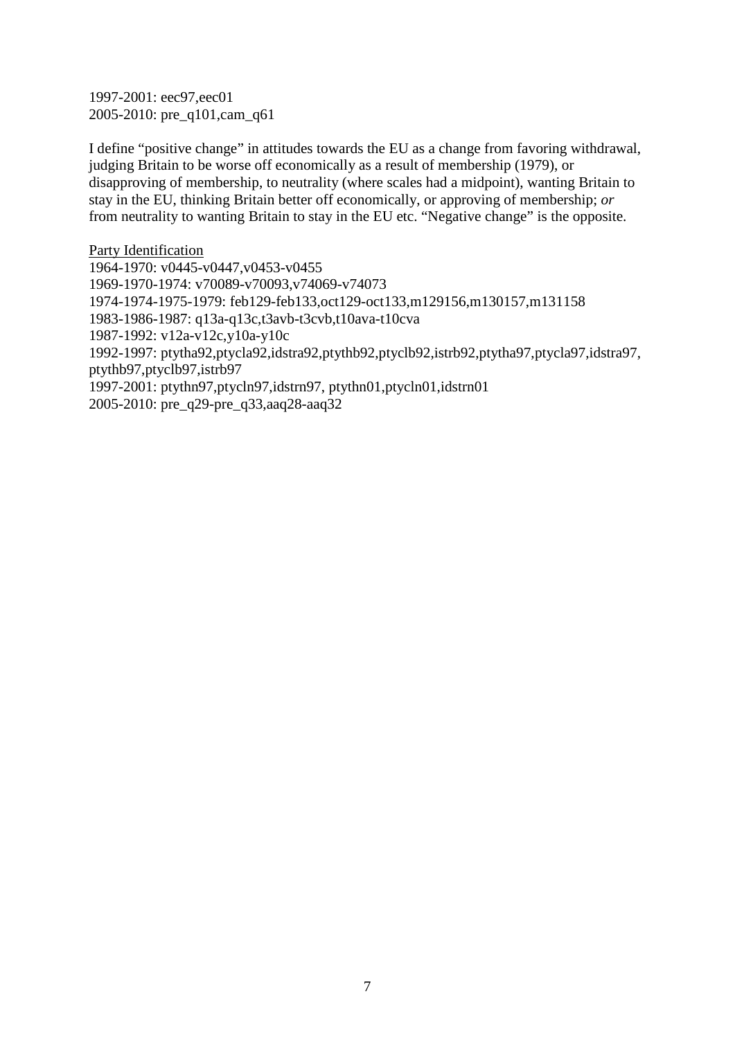1997-2001: eec97,eec01
2005-2010: pre_q101,cam_q61

I define "positive change" in attitudes towards the EU as a change from favoring withdrawal, judging Britain to be worse off economically as a result of membership (1979), or disapproving of membership, to neutrality (where scales had a midpoint), wanting Britain to stay in the EU, thinking Britain better off economically, or approving of membership; *or* from neutrality to wanting Britain to stay in the EU etc. "Negative change" is the opposite.

Party Identification

1964-1970: v0445-v0447,v0453-v0455
1969-1970-1974: v70089-v70093,v74069-v74073
1974-1974-1975-1979: feb129-feb133,oct129-oct133,m129156,m130157,m131158
1983-1986-1987: q13a-q13c,t3avb-t3cvb,t10ava-t10cva
1987-1992: v12a-v12c,y10a-y10c
1992-1997: ptytha92,ptycla92,idstra92,ptythb92,ptyclb92,istrb92,ptytha97,ptycla97,idstra97,ptythb97,ptyclb97,istrb97
1997-2001: ptythn97,ptycln97,idstrn97, ptythn01,ptycln01,idstrn01
2005-2010: pre_q29-pre_q33,aaq28-aaq32